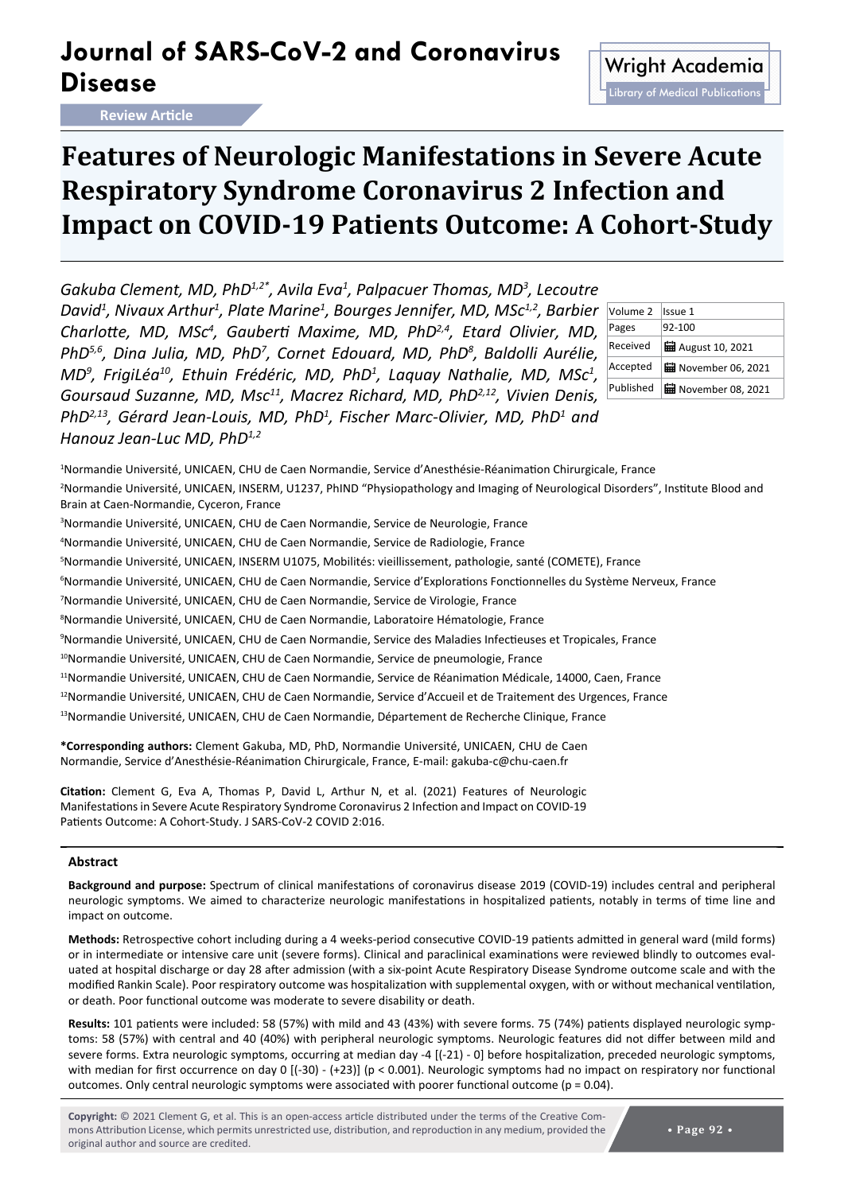# Journal of SARS-CoV-2 and Coronavirus Disease

Wright Academia
Library of Medical Publications

**Review Article**

# Features of Neurologic Manifestations in Severe Acute Respiratory Syndrome Coronavirus 2 Infection and Impact on COVID-19 Patients Outcome: A Cohort-Study

*Gakuba Clement, MD, PhD[1,2*], Avila Eva[1], Palpacuer Thomas, MD[3], Lecoutre David[1], Nivaux Arthur[1], Plate Marine[1], Bourges Jennifer, MD, MSc[1,2], Barbier Charlotte, MD, MSc[4], Gauberti Maxime, MD, PhD[2,4], Etard Olivier, MD, PhD[5,6], Dina Julia, MD, PhD[7], Cornet Edouard, MD, PhD[8], Baldolli Aurélie, MD[9], FrigiLéa[10], Ethuin Frédéric, MD, PhD[1], Laquay Nathalie, MD, MSc[1], Goursaud Suzanne, MD, Msc[11], Macrez Richard, MD, PhD[2,12], Vivien Denis, PhD[2,13], Gérard Jean-Louis, MD, PhD[1], Fischer Marc-Olivier, MD, PhD[1] and Hanouz Jean-Luc MD, PhD[1,2]*

| | |
|---|---|
| Volume 2 | Issue 1 |
| Pages | 92-100 |
| Received | August 10, 2021 |
| Accepted | November 06, 2021 |
| Published | November 08, 2021 |

[1]Normandie Université, UNICAEN, CHU de Caen Normandie, Service d'Anesthésie-Réanimation Chirurgicale, France

[2]Normandie Université, UNICAEN, INSERM, U1237, PhIND "Physiopathology and Imaging of Neurological Disorders", Institute Blood and Brain at Caen-Normandie, Cyceron, France

[3]Normandie Université, UNICAEN, CHU de Caen Normandie, Service de Neurologie, France

[4]Normandie Université, UNICAEN, CHU de Caen Normandie, Service de Radiologie, France

[5]Normandie Université, UNICAEN, INSERM U1075, Mobilités: vieillissement, pathologie, santé (COMETE), France

[6]Normandie Université, UNICAEN, CHU de Caen Normandie, Service d'Explorations Fonctionnelles du Système Nerveux, France

[7]Normandie Université, UNICAEN, CHU de Caen Normandie, Service de Virologie, France

[8]Normandie Université, UNICAEN, CHU de Caen Normandie, Laboratoire Hématologie, France

[9]Normandie Université, UNICAEN, CHU de Caen Normandie, Service des Maladies Infectieuses et Tropicales, France

[10]Normandie Université, UNICAEN, CHU de Caen Normandie, Service de pneumologie, France

[11]Normandie Université, UNICAEN, CHU de Caen Normandie, Service de Réanimation Médicale, 14000, Caen, France

[12]Normandie Université, UNICAEN, CHU de Caen Normandie, Service d'Accueil et de Traitement des Urgences, France

[13]Normandie Université, UNICAEN, CHU de Caen Normandie, Département de Recherche Clinique, France

**\*Corresponding authors:** Clement Gakuba, MD, PhD, Normandie Université, UNICAEN, CHU de Caen Normandie, Service d'Anesthésie-Réanimation Chirurgicale, France, E-mail: gakuba-c@chu-caen.fr

**Citation:** Clement G, Eva A, Thomas P, David L, Arthur N, et al. (2021) Features of Neurologic Manifestations in Severe Acute Respiratory Syndrome Coronavirus 2 Infection and Impact on COVID-19 Patients Outcome: A Cohort-Study. J SARS-CoV-2 COVID 2:016.

### Abstract

**Background and purpose:** Spectrum of clinical manifestations of coronavirus disease 2019 (COVID-19) includes central and peripheral neurologic symptoms. We aimed to characterize neurologic manifestations in hospitalized patients, notably in terms of time line and impact on outcome.

**Methods:** Retrospective cohort including during a 4 weeks-period consecutive COVID-19 patients admitted in general ward (mild forms) or in intermediate or intensive care unit (severe forms). Clinical and paraclinical examinations were reviewed blindly to outcomes evaluated at hospital discharge or day 28 after admission (with a six-point Acute Respiratory Disease Syndrome outcome scale and with the modified Rankin Scale). Poor respiratory outcome was hospitalization with supplemental oxygen, with or without mechanical ventilation, or death. Poor functional outcome was moderate to severe disability or death.

**Results:** 101 patients were included: 58 (57%) with mild and 43 (43%) with severe forms. 75 (74%) patients displayed neurologic symptoms: 58 (57%) with central and 40 (40%) with peripheral neurologic symptoms. Neurologic features did not differ between mild and severe forms. Extra neurologic symptoms, occurring at median day -4 [(-21) - 0] before hospitalization, preceded neurologic symptoms, with median for first occurrence on day 0 [(-30) - (+23)] ($p < 0.001$). Neurologic symptoms had no impact on respiratory nor functional outcomes. Only central neurologic symptoms were associated with poorer functional outcome ($p = 0.04$).

**Copyright:** © 2021 Clement G, et al. This is an open-access article distributed under the terms of the Creative Commons Attribution License, which permits unrestricted use, distribution, and reproduction in any medium, provided the original author and source are credited.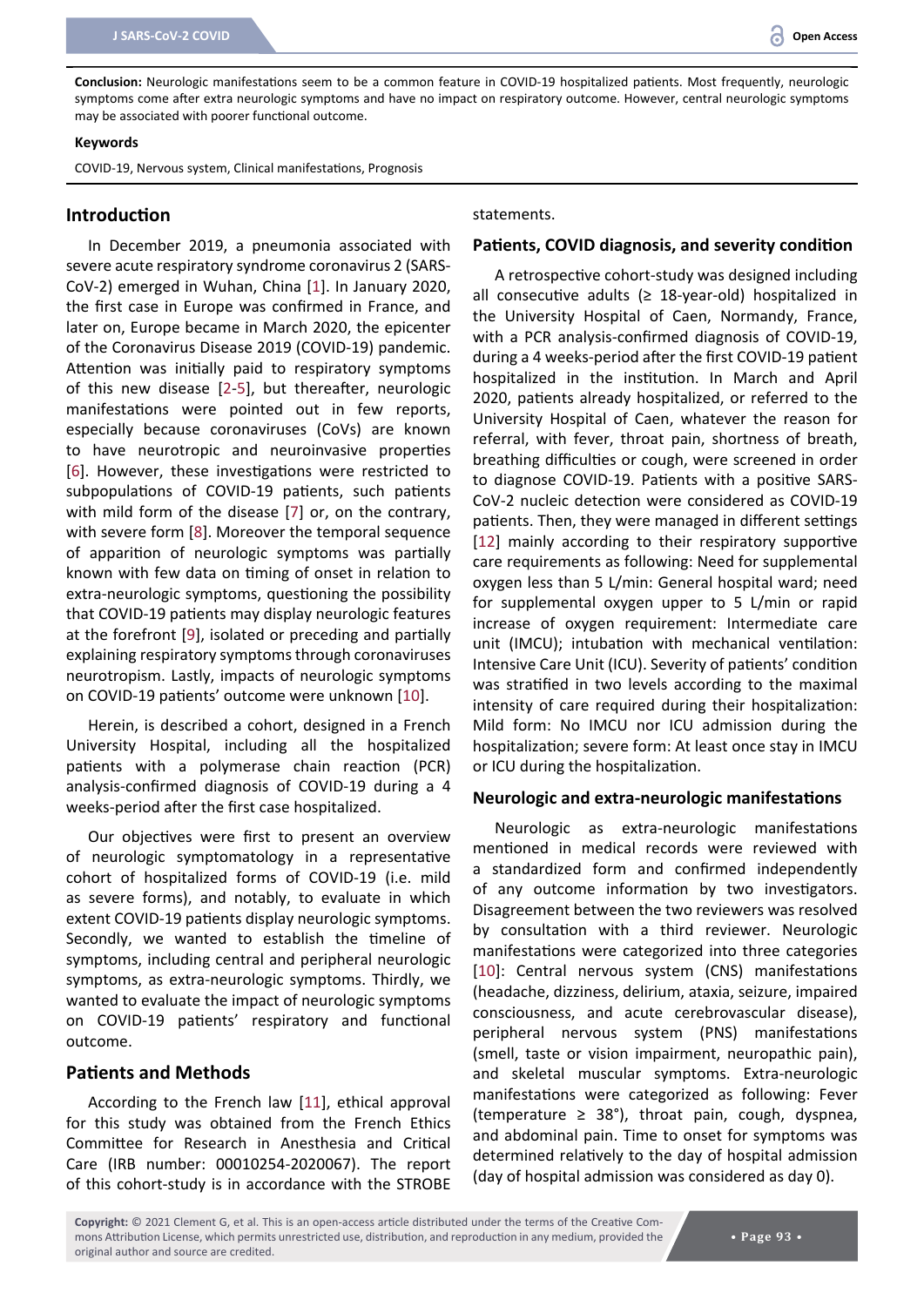**Conclusion:** Neurologic manifestations seem to be a common feature in COVID-19 hospitalized patients. Most frequently, neurologic symptoms come after extra neurologic symptoms and have no impact on respiratory outcome. However, central neurologic symptoms may be associated with poorer functional outcome.

**Keywords**

COVID-19, Nervous system, Clinical manifestations, Prognosis

## Introduction

In December 2019, a pneumonia associated with severe acute respiratory syndrome coronavirus 2 (SARS-CoV-2) emerged in Wuhan, China [1]. In January 2020, the first case in Europe was confirmed in France, and later on, Europe became in March 2020, the epicenter of the Coronavirus Disease 2019 (COVID-19) pandemic. Attention was initially paid to respiratory symptoms of this new disease [2-5], but thereafter, neurologic manifestations were pointed out in few reports, especially because coronaviruses (CoVs) are known to have neurotropic and neuroinvasive properties [6]. However, these investigations were restricted to subpopulations of COVID-19 patients, such patients with mild form of the disease [7] or, on the contrary, with severe form [8]. Moreover the temporal sequence of apparition of neurologic symptoms was partially known with few data on timing of onset in relation to extra-neurologic symptoms, questioning the possibility that COVID-19 patients may display neurologic features at the forefront [9], isolated or preceding and partially explaining respiratory symptoms through coronaviruses neurotropism. Lastly, impacts of neurologic symptoms on COVID-19 patients' outcome were unknown [10].

Herein, is described a cohort, designed in a French University Hospital, including all the hospitalized patients with a polymerase chain reaction (PCR) analysis-confirmed diagnosis of COVID-19 during a 4 weeks-period after the first case hospitalized.

Our objectives were first to present an overview of neurologic symptomatology in a representative cohort of hospitalized forms of COVID-19 (i.e. mild as severe forms), and notably, to evaluate in which extent COVID-19 patients display neurologic symptoms. Secondly, we wanted to establish the timeline of symptoms, including central and peripheral neurologic symptoms, as extra-neurologic symptoms. Thirdly, we wanted to evaluate the impact of neurologic symptoms on COVID-19 patients' respiratory and functional outcome.

## Patients and Methods

According to the French law [11], ethical approval for this study was obtained from the French Ethics Committee for Research in Anesthesia and Critical Care (IRB number: 00010254-2020067). The report of this cohort-study is in accordance with the STROBE statements.

### Patients, COVID diagnosis, and severity condition

A retrospective cohort-study was designed including all consecutive adults (≥ 18-year-old) hospitalized in the University Hospital of Caen, Normandy, France, with a PCR analysis-confirmed diagnosis of COVID-19, during a 4 weeks-period after the first COVID-19 patient hospitalized in the institution. In March and April 2020, patients already hospitalized, or referred to the University Hospital of Caen, whatever the reason for referral, with fever, throat pain, shortness of breath, breathing difficulties or cough, were screened in order to diagnose COVID-19. Patients with a positive SARS-CoV-2 nucleic detection were considered as COVID-19 patients. Then, they were managed in different settings [12] mainly according to their respiratory supportive care requirements as following: Need for supplemental oxygen less than 5 L/min: General hospital ward; need for supplemental oxygen upper to 5 L/min or rapid increase of oxygen requirement: Intermediate care unit (IMCU); intubation with mechanical ventilation: Intensive Care Unit (ICU). Severity of patients' condition was stratified in two levels according to the maximal intensity of care required during their hospitalization: Mild form: No IMCU nor ICU admission during the hospitalization; severe form: At least once stay in IMCU or ICU during the hospitalization.

### Neurologic and extra-neurologic manifestations

Neurologic as extra-neurologic manifestations mentioned in medical records were reviewed with a standardized form and confirmed independently of any outcome information by two investigators. Disagreement between the two reviewers was resolved by consultation with a third reviewer. Neurologic manifestations were categorized into three categories [10]: Central nervous system (CNS) manifestations (headache, dizziness, delirium, ataxia, seizure, impaired consciousness, and acute cerebrovascular disease), peripheral nervous system (PNS) manifestations (smell, taste or vision impairment, neuropathic pain), and skeletal muscular symptoms. Extra-neurologic manifestations were categorized as following: Fever (temperature ≥ 38°), throat pain, cough, dyspnea, and abdominal pain. Time to onset for symptoms was determined relatively to the day of hospital admission (day of hospital admission was considered as day 0).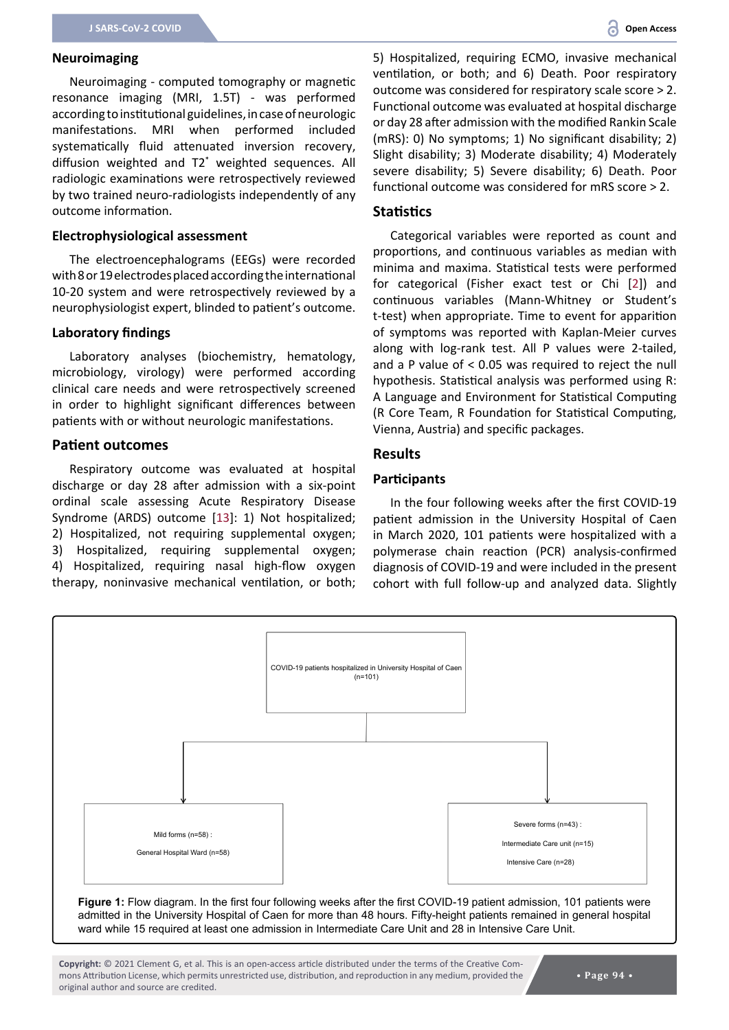### Neuroimaging

Neuroimaging - computed tomography or magnetic resonance imaging (MRI, 1.5T) - was performed according to institutional guidelines, in case of neurologic manifestations. MRI when performed included systematically fluid attenuated inversion recovery, diffusion weighted and T2* weighted sequences. All radiologic examinations were retrospectively reviewed by two trained neuro-radiologists independently of any outcome information.

### Electrophysiological assessment

The electroencephalograms (EEGs) were recorded with 8 or 19 electrodes placed according the international 10-20 system and were retrospectively reviewed by a neurophysiologist expert, blinded to patient's outcome.

### Laboratory findings

Laboratory analyses (biochemistry, hematology, microbiology, virology) were performed according clinical care needs and were retrospectively screened in order to highlight significant differences between patients with or without neurologic manifestations.

## Patient outcomes

Respiratory outcome was evaluated at hospital discharge or day 28 after admission with a six-point ordinal scale assessing Acute Respiratory Disease Syndrome (ARDS) outcome [13]: 1) Not hospitalized; 2) Hospitalized, not requiring supplemental oxygen; 3) Hospitalized, requiring supplemental oxygen; 4) Hospitalized, requiring nasal high-flow oxygen therapy, noninvasive mechanical ventilation, or both; 5) Hospitalized, requiring ECMO, invasive mechanical ventilation, or both; and 6) Death. Poor respiratory outcome was considered for respiratory scale score > 2. Functional outcome was evaluated at hospital discharge or day 28 after admission with the modified Rankin Scale (mRS): 0) No symptoms; 1) No significant disability; 2) Slight disability; 3) Moderate disability; 4) Moderately severe disability; 5) Severe disability; 6) Death. Poor functional outcome was considered for mRS score > 2.

## Statistics

Categorical variables were reported as count and proportions, and continuous variables as median with minima and maxima. Statistical tests were performed for categorical (Fisher exact test or Chi [2]) and continuous variables (Mann-Whitney or Student's t-test) when appropriate. Time to event for apparition of symptoms was reported with Kaplan-Meier curves along with log-rank test. All P values were 2-tailed, and a P value of < 0.05 was required to reject the null hypothesis. Statistical analysis was performed using R: A Language and Environment for Statistical Computing (R Core Team, R Foundation for Statistical Computing, Vienna, Austria) and specific packages.

## Results

### Participants

In the four following weeks after the first COVID-19 patient admission in the University Hospital of Caen in March 2020, 101 patients were hospitalized with a polymerase chain reaction (PCR) analysis-confirmed diagnosis of COVID-19 and were included in the present cohort with full follow-up and analyzed data. Slightly

COVID-19 patients hospitalized in University Hospital of Caen (n=101)

Mild forms (n=58) :
General Hospital Ward (n=58)

Severe forms (n=43) :
Intermediate Care unit (n=15)
Intensive Care (n=28)

**Figure 1:** Flow diagram. In the first four following weeks after the first COVID-19 patient admission, 101 patients were admitted in the University Hospital of Caen for more than 48 hours. Fifty-height patients remained in general hospital ward while 15 required at least one admission in Intermediate Care Unit and 28 in Intensive Care Unit.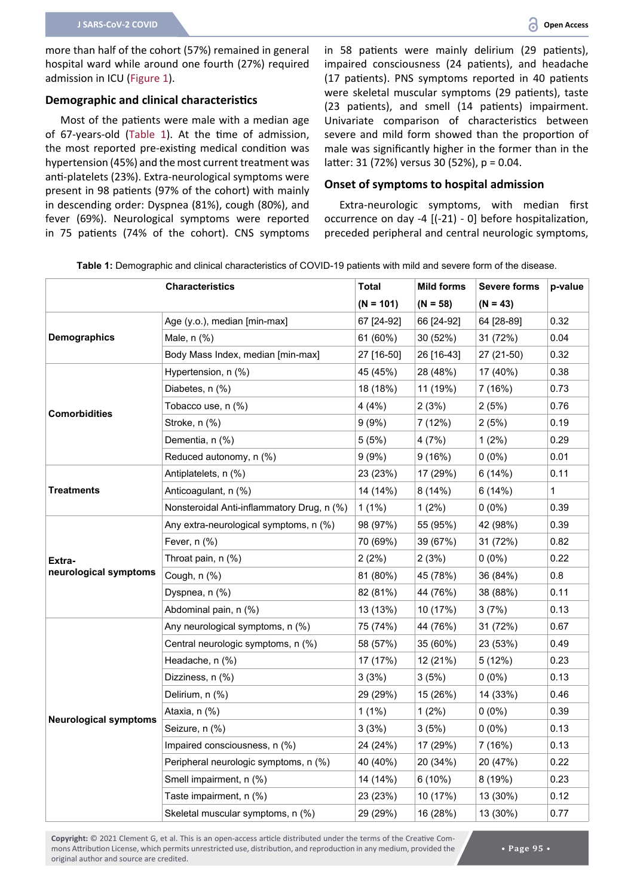more than half of the cohort (57%) remained in general hospital ward while around one fourth (27%) required admission in ICU (Figure 1).

## Demographic and clinical characteristics

Most of the patients were male with a median age of 67-years-old (Table 1). At the time of admission, the most reported pre-existing medical condition was hypertension (45%) and the most current treatment was anti-platelets (23%). Extra-neurological symptoms were present in 98 patients (97% of the cohort) with mainly in descending order: Dyspnea (81%), cough (80%), and fever (69%). Neurological symptoms were reported in 75 patients (74% of the cohort). CNS symptoms in 58 patients were mainly delirium (29 patients), impaired consciousness (24 patients), and headache (17 patients). PNS symptoms reported in 40 patients were skeletal muscular symptoms (29 patients), taste (23 patients), and smell (14 patients) impairment. Univariate comparison of characteristics between severe and mild form showed than the proportion of male was significantly higher in the former than in the latter: 31 (72%) versus 30 (52%), p = 0.04.

## Onset of symptoms to hospital admission

Extra-neurologic symptoms, with median first occurrence on day -4 [(-21) - 0] before hospitalization, preceded peripheral and central neurologic symptoms,

**Table 1:** Demographic and clinical characteristics of COVID-19 patients with mild and severe form of the disease.

| Characteristics | | Total (N = 101) | Mild forms (N = 58) | Severe forms (N = 43) | p-value |
|---|---|---|---|---|---|
| **Demographics** | Age (y.o.), median [min-max] | 67 [24-92] | 66 [24-92] | 64 [28-89] | 0.32 |
| | Male, n (%) | 61 (60%) | 30 (52%) | 31 (72%) | 0.04 |
| | Body Mass Index, median [min-max] | 27 [16-50] | 26 [16-43] | 27 (21-50) | 0.32 |
| **Comorbidities** | Hypertension, n (%) | 45 (45%) | 28 (48%) | 17 (40%) | 0.38 |
| | Diabetes, n (%) | 18 (18%) | 11 (19%) | 7 (16%) | 0.73 |
| | Tobacco use, n (%) | 4 (4%) | 2 (3%) | 2 (5%) | 0.76 |
| | Stroke, n (%) | 9 (9%) | 7 (12%) | 2 (5%) | 0.19 |
| | Dementia, n (%) | 5 (5%) | 4 (7%) | 1 (2%) | 0.29 |
| | Reduced autonomy, n (%) | 9 (9%) | 9 (16%) | 0 (0%) | 0.01 |
| **Treatments** | Antiplatelets, n (%) | 23 (23%) | 17 (29%) | 6 (14%) | 0.11 |
| | Anticoagulant, n (%) | 14 (14%) | 8 (14%) | 6 (14%) | 1 |
| | Nonsteroidal Anti-inflammatory Drug, n (%) | 1 (1%) | 1 (2%) | 0 (0%) | 0.39 |
| **Extra-neurological symptoms** | Any extra-neurological symptoms, n (%) | 98 (97%) | 55 (95%) | 42 (98%) | 0.39 |
| | Fever, n (%) | 70 (69%) | 39 (67%) | 31 (72%) | 0.82 |
| | Throat pain, n (%) | 2 (2%) | 2 (3%) | 0 (0%) | 0.22 |
| | Cough, n (%) | 81 (80%) | 45 (78%) | 36 (84%) | 0.8 |
| | Dyspnea, n (%) | 82 (81%) | 44 (76%) | 38 (88%) | 0.11 |
| | Abdominal pain, n (%) | 13 (13%) | 10 (17%) | 3 (7%) | 0.13 |
| **Neurological symptoms** | Any neurological symptoms, n (%) | 75 (74%) | 44 (76%) | 31 (72%) | 0.67 |
| | Central neurologic symptoms, n (%) | 58 (57%) | 35 (60%) | 23 (53%) | 0.49 |
| | Headache, n (%) | 17 (17%) | 12 (21%) | 5 (12%) | 0.23 |
| | Dizziness, n (%) | 3 (3%) | 3 (5%) | 0 (0%) | 0.13 |
| | Delirium, n (%) | 29 (29%) | 15 (26%) | 14 (33%) | 0.46 |
| | Ataxia, n (%) | 1 (1%) | 1 (2%) | 0 (0%) | 0.39 |
| | Seizure, n (%) | 3 (3%) | 3 (5%) | 0 (0%) | 0.13 |
| | Impaired consciousness, n (%) | 24 (24%) | 17 (29%) | 7 (16%) | 0.13 |
| | Peripheral neurologic symptoms, n (%) | 40 (40%) | 20 (34%) | 20 (47%) | 0.22 |
| | Smell impairment, n (%) | 14 (14%) | 6 (10%) | 8 (19%) | 0.23 |
| | Taste impairment, n (%) | 23 (23%) | 10 (17%) | 13 (30%) | 0.12 |
| | Skeletal muscular symptoms, n (%) | 29 (29%) | 16 (28%) | 13 (30%) | 0.77 |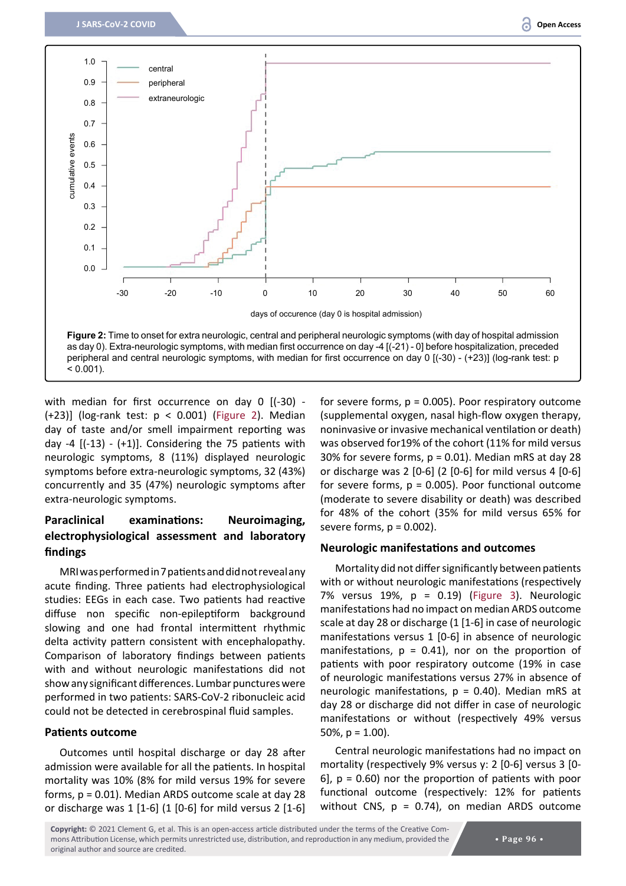1.0
0.9
0.8
0.7
0.6
0.5
0.4
0.3
0.2
0.1
0.0

cumulative events

central
peripheral
extraneurologic

-30 -20 -10 0 10 20 30 40 50 60

days of occurence (day 0 is hospital admission)

**Figure 2:** Time to onset for extra neurologic, central and peripheral neurologic symptoms (with day of hospital admission as day 0). Extra-neurologic symptoms, with median first occurrence on day -4 [(-21) - 0] before hospitalization, preceded peripheral and central neurologic symptoms, with median for first occurrence on day 0 [(-30) - (+23)] (log-rank test: p < 0.001).

with median for first occurrence on day 0 [(-30) - (+23)] (log-rank test: $p < 0.001$) (Figure 2). Median day of taste and/or smell impairment reporting was day -4 [(-13) - (+1)]. Considering the 75 patients with neurologic symptoms, 8 (11%) displayed neurologic symptoms before extra-neurologic symptoms, 32 (43%) concurrently and 35 (47%) neurologic symptoms after extra-neurologic symptoms.

### Paraclinical examinations: Neuroimaging, electrophysiological assessment and laboratory findings

MRI was performed in 7 patients and did not reveal any acute finding. Three patients had electrophysiological studies: EEGs in each case. Two patients had reactive diffuse non specific non-epileptiform background slowing and one had frontal intermittent rhythmic delta activity pattern consistent with encephalopathy. Comparison of laboratory findings between patients with and without neurologic manifestations did not show any significant differences. Lumbar punctures were performed in two patients: SARS-CoV-2 ribonucleic acid could not be detected in cerebrospinal fluid samples.

### Patients outcome

Outcomes until hospital discharge or day 28 after admission were available for all the patients. In hospital mortality was 10% (8% for mild versus 19% for severe forms, $p = 0.01$). Median ARDS outcome scale at day 28 or discharge was 1 [1-6] (1 [0-6] for mild versus 2 [1-6] for severe forms, $p = 0.005$). Poor respiratory outcome (supplemental oxygen, nasal high-flow oxygen therapy, noninvasive or invasive mechanical ventilation or death) was observed for19% of the cohort (11% for mild versus 30% for severe forms, $p = 0.01$). Median mRS at day 28 or discharge was 2 [0-6] (2 [0-6] for mild versus 4 [0-6] for severe forms, $p = 0.005$). Poor functional outcome (moderate to severe disability or death) was described for 48% of the cohort (35% for mild versus 65% for severe forms, $p = 0.002$).

### Neurologic manifestations and outcomes

Mortality did not differ significantly between patients with or without neurologic manifestations (respectively 7% versus 19%, $p = 0.19$) (Figure 3). Neurologic manifestations had no impact on median ARDS outcome scale at day 28 or discharge (1 [1-6] in case of neurologic manifestations versus 1 [0-6] in absence of neurologic manifestations, $p = 0.41$), nor on the proportion of patients with poor respiratory outcome (19% in case of neurologic manifestations versus 27% in absence of neurologic manifestations, $p = 0.40$). Median mRS at day 28 or discharge did not differ in case of neurologic manifestations or without (respectively 49% versus 50%, $p = 1.00$).

Central neurologic manifestations had no impact on mortality (respectively 9% versus y: 2 [0-6] versus 3 [0-6], $p = 0.60$) nor the proportion of patients with poor functional outcome (respectively: 12% for patients without CNS, $p = 0.74$), on median ARDS outcome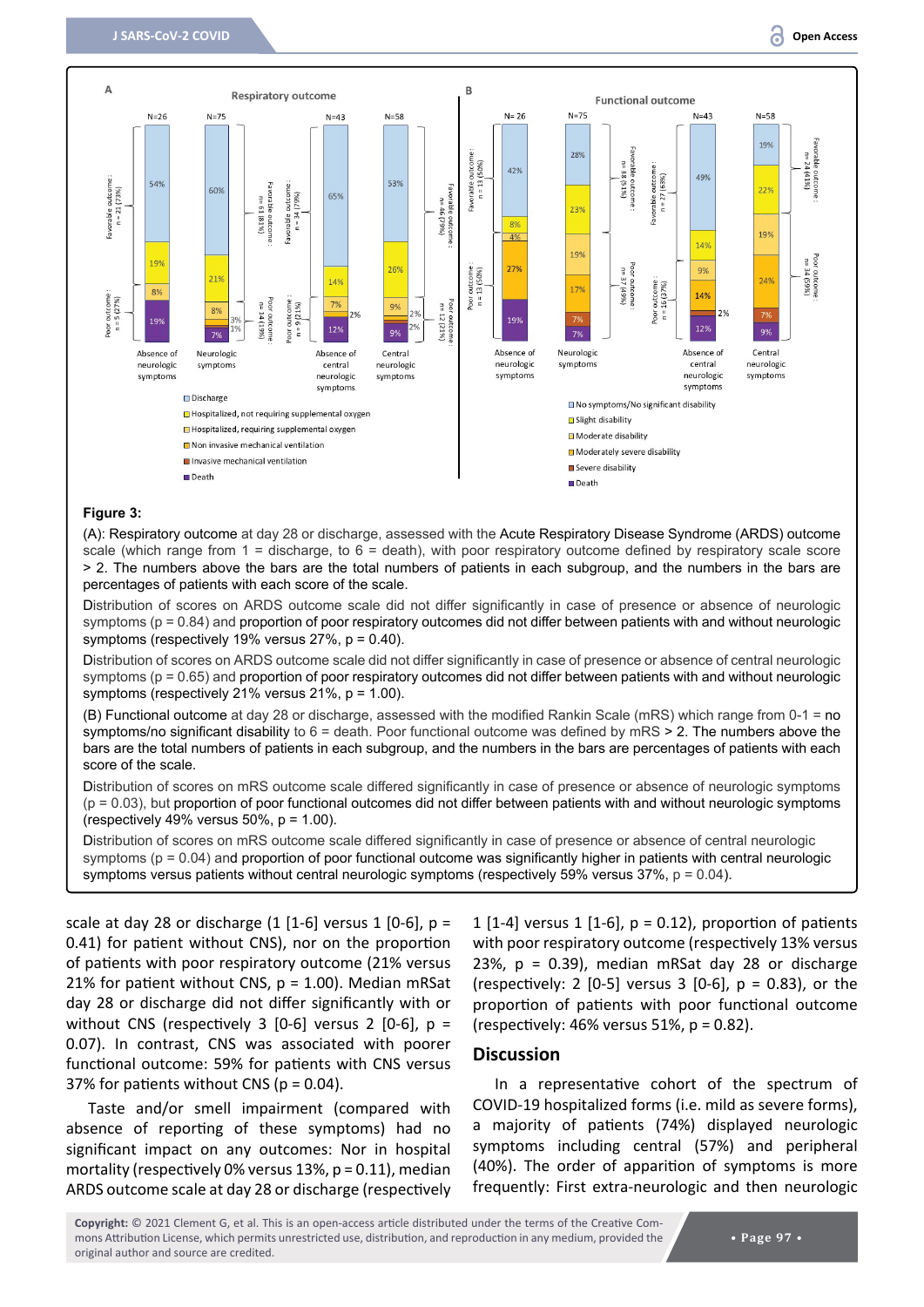A

Respiratory outcome

N=26 N=75 N=43 N=58

Favorable outcome : n = 21 (73%)

Poor outcome : n = 5 (27%)

Favorable outcome : n = 61 (81%)

Poor outcome : n = 14 (19%)

Favorable outcome : n = 34 (79%)

Poor outcome : n = 9 (21%)

Favorable outcome : n = 46 (79%)

Poor outcome : n = 12 (21%)

54% 19% 8% 19%

60% 21% 8% 7% 3% 1%

65% 14% 7% 12% 2%

53% 26% 9% 9% 2% 2%

Absence of neurologic symptoms

Neurologic symptoms

Absence of central neurologic symptoms

Central neurologic symptoms

Discharge

Hospitalized, not requiring supplemental oxygen

Hospitalized, requiring supplemental oxygen

Non invasive mechanical ventilation

Invasive mechanical ventilation

Death

B

Functional outcome

N= 26 N=75 N=43 N=58

Favorable outcome : n = 13 (50%)

Poor outcome : n = 13 (50%)

Favorable outcome : n = 38 (51%)

Poor outcome : n = 37 (49%)

Favorable outcome : n = 27 (63%)

Poor outcome : n = 16 (37%)

Favorable outcome : n = 24 (41%)

Poor outcome : n = 34 (59%)

42% 8% 4% 27% 19%

28% 23% 19% 17% 7% 7%

49% 14% 9% 14% 2% 12%

19% 22% 19% 24% 7% 9%

Absence of neurologic symptoms

Neurologic symptoms

Absence of central neurologic symptoms

Central neurologic symptoms

No symptoms/No significant disability

Slight disability

Moderate disability

Moderately severe disability

Severe disability

Death

**Figure 3:**

(A): Respiratory outcome at day 28 or discharge, assessed with the Acute Respiratory Disease Syndrome (ARDS) outcome scale (which range from 1 = discharge, to 6 = death), with poor respiratory outcome defined by respiratory scale score > 2. The numbers above the bars are the total numbers of patients in each subgroup, and the numbers in the bars are percentages of patients with each score of the scale.

Distribution of scores on ARDS outcome scale did not differ significantly in case of presence or absence of neurologic symptoms (p = 0.84) and proportion of poor respiratory outcomes did not differ between patients with and without neurologic symptoms (respectively 19% versus 27%, p = 0.40).

Distribution of scores on ARDS outcome scale did not differ significantly in case of presence or absence of central neurologic symptoms (p = 0.65) and proportion of poor respiratory outcomes did not differ between patients with and without neurologic symptoms (respectively 21% versus 21%, p = 1.00).

(B) Functional outcome at day 28 or discharge, assessed with the modified Rankin Scale (mRS) which range from 0-1 = no symptoms/no significant disability to 6 = death. Poor functional outcome was defined by mRS > 2. The numbers above the bars are the total numbers of patients in each subgroup, and the numbers in the bars are percentages of patients with each score of the scale.

Distribution of scores on mRS outcome scale differed significantly in case of presence or absence of neurologic symptoms (p = 0.03), but proportion of poor functional outcomes did not differ between patients with and without neurologic symptoms (respectively 49% versus 50%, p = 1.00).

Distribution of scores on mRS outcome scale differed significantly in case of presence or absence of central neurologic symptoms (p = 0.04) and proportion of poor functional outcome was significantly higher in patients with central neurologic symptoms versus patients without central neurologic symptoms (respectively 59% versus 37%, p = 0.04).

scale at day 28 or discharge (1 [1-6] versus 1 [0-6], p = 0.41) for patient without CNS), nor on the proportion of patients with poor respiratory outcome (21% versus 21% for patient without CNS, p = 1.00). Median mRSat day 28 or discharge did not differ significantly with or without CNS (respectively 3 [0-6] versus 2 [0-6], p = 0.07). In contrast, CNS was associated with poorer functional outcome: 59% for patients with CNS versus 37% for patients without CNS (p = 0.04).

Taste and/or smell impairment (compared with absence of reporting of these symptoms) had no significant impact on any outcomes: Nor in hospital mortality (respectively 0% versus 13%, p = 0.11), median ARDS outcome scale at day 28 or discharge (respectively 1 [1-4] versus 1 [1-6], p = 0.12), proportion of patients with poor respiratory outcome (respectively 13% versus 23%, p = 0.39), median mRSat day 28 or discharge (respectively: 2 [0-5] versus 3 [0-6], p = 0.83), or the proportion of patients with poor functional outcome (respectively: 46% versus 51%, p = 0.82).

## Discussion

In a representative cohort of the spectrum of COVID-19 hospitalized forms (i.e. mild as severe forms), a majority of patients (74%) displayed neurologic symptoms including central (57%) and peripheral (40%). The order of apparition of symptoms is more frequently: First extra-neurologic and then neurologic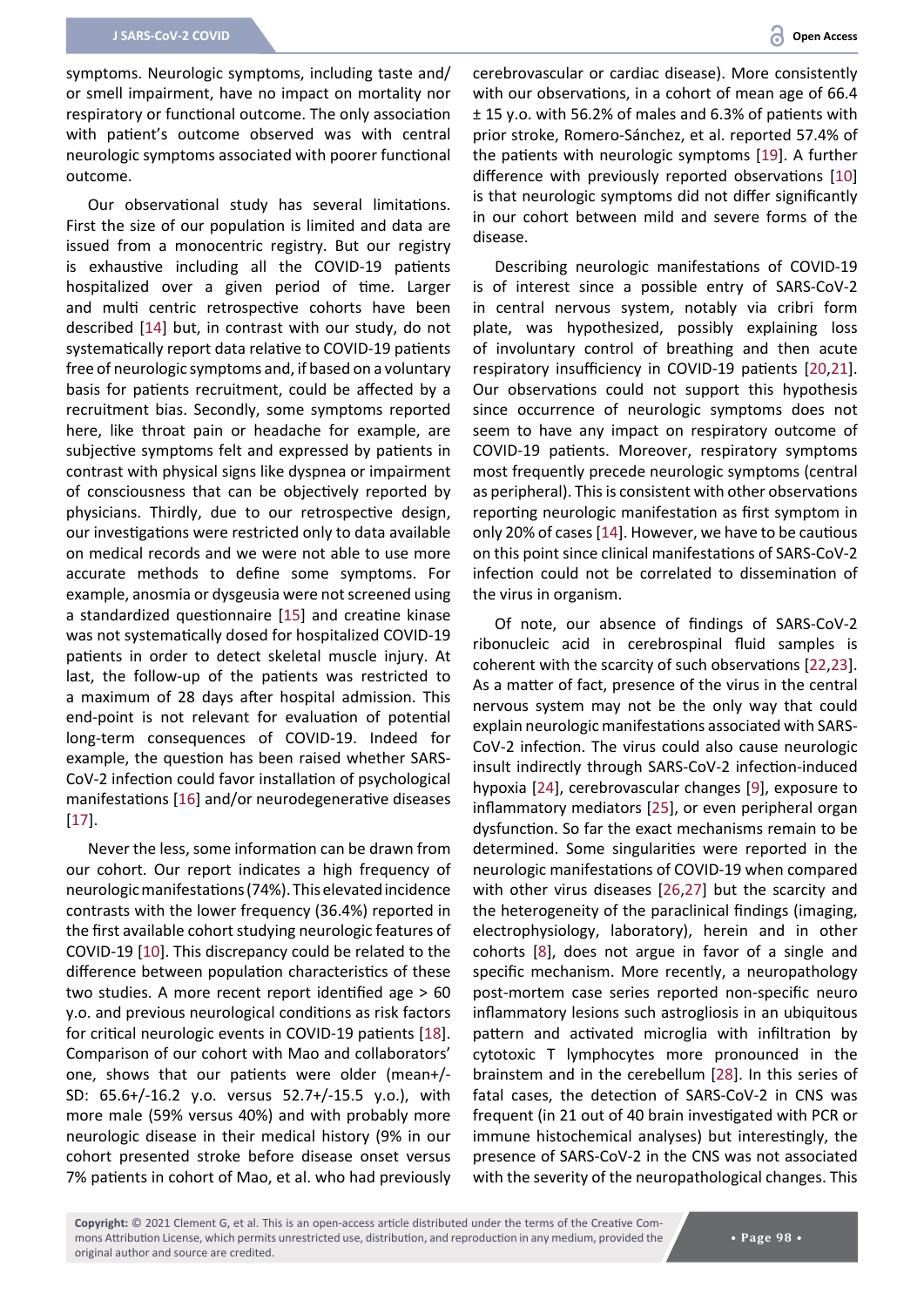symptoms. Neurologic symptoms, including taste and/or smell impairment, have no impact on mortality nor respiratory or functional outcome. The only association with patient's outcome observed was with central neurologic symptoms associated with poorer functional outcome.

Our observational study has several limitations. First the size of our population is limited and data are issued from a monocentric registry. But our registry is exhaustive including all the COVID-19 patients hospitalized over a given period of time. Larger and multi centric retrospective cohorts have been described [14] but, in contrast with our study, do not systematically report data relative to COVID-19 patients free of neurologic symptoms and, if based on a voluntary basis for patients recruitment, could be affected by a recruitment bias. Secondly, some symptoms reported here, like throat pain or headache for example, are subjective symptoms felt and expressed by patients in contrast with physical signs like dyspnea or impairment of consciousness that can be objectively reported by physicians. Thirdly, due to our retrospective design, our investigations were restricted only to data available on medical records and we were not able to use more accurate methods to define some symptoms. For example, anosmia or dysgeusia were not screened using a standardized questionnaire [15] and creatine kinase was not systematically dosed for hospitalized COVID-19 patients in order to detect skeletal muscle injury. At last, the follow-up of the patients was restricted to a maximum of 28 days after hospital admission. This end-point is not relevant for evaluation of potential long-term consequences of COVID-19. Indeed for example, the question has been raised whether SARS-CoV-2 infection could favor installation of psychological manifestations [16] and/or neurodegenerative diseases [17].

Never the less, some information can be drawn from our cohort. Our report indicates a high frequency of neurologic manifestations (74%). This elevated incidence contrasts with the lower frequency (36.4%) reported in the first available cohort studying neurologic features of COVID-19 [10]. This discrepancy could be related to the difference between population characteristics of these two studies. A more recent report identified age > 60 y.o. and previous neurological conditions as risk factors for critical neurologic events in COVID-19 patients [18]. Comparison of our cohort with Mao and collaborators' one, shows that our patients were older (mean+/-SD: 65.6+/-16.2 y.o. versus 52.7+/-15.5 y.o.), with more male (59% versus 40%) and with probably more neurologic disease in their medical history (9% in our cohort presented stroke before disease onset versus 7% patients in cohort of Mao, et al. who had previously cerebrovascular or cardiac disease). More consistently with our observations, in a cohort of mean age of 66.4 ± 15 y.o. with 56.2% of males and 6.3% of patients with prior stroke, Romero-Sánchez, et al. reported 57.4% of the patients with neurologic symptoms [19]. A further difference with previously reported observations [10] is that neurologic symptoms did not differ significantly in our cohort between mild and severe forms of the disease.

Describing neurologic manifestations of COVID-19 is of interest since a possible entry of SARS-CoV-2 in central nervous system, notably via cribri form plate, was hypothesized, possibly explaining loss of involuntary control of breathing and then acute respiratory insufficiency in COVID-19 patients [20,21]. Our observations could not support this hypothesis since occurrence of neurologic symptoms does not seem to have any impact on respiratory outcome of COVID-19 patients. Moreover, respiratory symptoms most frequently precede neurologic symptoms (central as peripheral). This is consistent with other observations reporting neurologic manifestation as first symptom in only 20% of cases [14]. However, we have to be cautious on this point since clinical manifestations of SARS-CoV-2 infection could not be correlated to dissemination of the virus in organism.

Of note, our absence of findings of SARS-CoV-2 ribonucleic acid in cerebrospinal fluid samples is coherent with the scarcity of such observations [22,23]. As a matter of fact, presence of the virus in the central nervous system may not be the only way that could explain neurologic manifestations associated with SARS-CoV-2 infection. The virus could also cause neurologic insult indirectly through SARS-CoV-2 infection-induced hypoxia [24], cerebrovascular changes [9], exposure to inflammatory mediators [25], or even peripheral organ dysfunction. So far the exact mechanisms remain to be determined. Some singularities were reported in the neurologic manifestations of COVID-19 when compared with other virus diseases [26,27] but the scarcity and the heterogeneity of the paraclinical findings (imaging, electrophysiology, laboratory), herein and in other cohorts [8], does not argue in favor of a single and specific mechanism. More recently, a neuropathology post-mortem case series reported non-specific neuro inflammatory lesions such astrogliosis in an ubiquitous pattern and activated microglia with infiltration by cytotoxic T lymphocytes more pronounced in the brainstem and in the cerebellum [28]. In this series of fatal cases, the detection of SARS-CoV-2 in CNS was frequent (in 21 out of 40 brain investigated with PCR or immune histochemical analyses) but interestingly, the presence of SARS-CoV-2 in the CNS was not associated with the severity of the neuropathological changes. This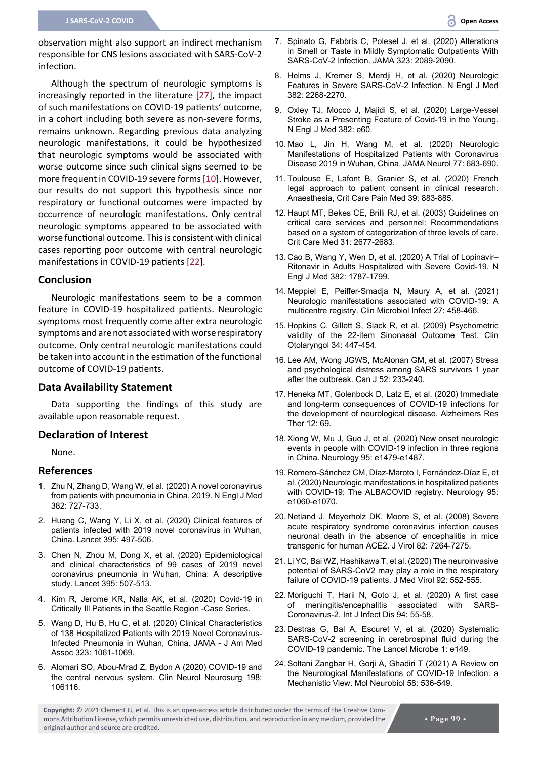observation might also support an indirect mechanism responsible for CNS lesions associated with SARS-CoV-2 infection.

Although the spectrum of neurologic symptoms is increasingly reported in the literature [27], the impact of such manifestations on COVID-19 patients' outcome, in a cohort including both severe as non-severe forms, remains unknown. Regarding previous data analyzing neurologic manifestations, it could be hypothesized that neurologic symptoms would be associated with worse outcome since such clinical signs seemed to be more frequent in COVID-19 severe forms [10]. However, our results do not support this hypothesis since nor respiratory or functional outcomes were impacted by occurrence of neurologic manifestations. Only central neurologic symptoms appeared to be associated with worse functional outcome. This is consistent with clinical cases reporting poor outcome with central neurologic manifestations in COVID-19 patients [22].

## Conclusion

Neurologic manifestations seem to be a common feature in COVID-19 hospitalized patients. Neurologic symptoms most frequently come after extra neurologic symptoms and are not associated with worse respiratory outcome. Only central neurologic manifestations could be taken into account in the estimation of the functional outcome of COVID-19 patients.

## Data Availability Statement

Data supporting the findings of this study are available upon reasonable request.

## Declaration of Interest

None.

## References

1. Zhu N, Zhang D, Wang W, et al. (2020) A novel coronavirus from patients with pneumonia in China, 2019. N Engl J Med 382: 727-733.
2. Huang C, Wang Y, Li X, et al. (2020) Clinical features of patients infected with 2019 novel coronavirus in Wuhan, China. Lancet 395: 497-506.
3. Chen N, Zhou M, Dong X, et al. (2020) Epidemiological and clinical characteristics of 99 cases of 2019 novel coronavirus pneumonia in Wuhan, China: A descriptive study. Lancet 395: 507-513.
4. Kim R, Jerome KR, Nalla AK, et al. (2020) Covid-19 in Critically Ill Patients in the Seattle Region -Case Series.
5. Wang D, Hu B, Hu C, et al. (2020) Clinical Characteristics of 138 Hospitalized Patients with 2019 Novel Coronavirus-Infected Pneumonia in Wuhan, China. JAMA - J Am Med Assoc 323: 1061-1069.
6. Alomari SO, Abou-Mrad Z, Bydon A (2020) COVID-19 and the central nervous system. Clin Neurol Neurosurg 198: 106116.
7. Spinato G, Fabbris C, Polesel J, et al. (2020) Alterations in Smell or Taste in Mildly Symptomatic Outpatients With SARS-CoV-2 Infection. JAMA 323: 2089-2090.
8. Helms J, Kremer S, Merdji H, et al. (2020) Neurologic Features in Severe SARS-CoV-2 Infection. N Engl J Med 382: 2268-2270.
9. Oxley TJ, Mocco J, Majidi S, et al. (2020) Large-Vessel Stroke as a Presenting Feature of Covid-19 in the Young. N Engl J Med 382: e60.
10. Mao L, Jin H, Wang M, et al. (2020) Neurologic Manifestations of Hospitalized Patients with Coronavirus Disease 2019 in Wuhan, China. JAMA Neurol 77: 683-690.
11. Toulouse E, Lafont B, Granier S, et al. (2020) French legal approach to patient consent in clinical research. Anaesthesia, Crit Care Pain Med 39: 883-885.
12. Haupt MT, Bekes CE, Brilli RJ, et al. (2003) Guidelines on critical care services and personnel: Recommendations based on a system of categorization of three levels of care. Crit Care Med 31: 2677-2683.
13. Cao B, Wang Y, Wen D, et al. (2020) A Trial of Lopinavir–Ritonavir in Adults Hospitalized with Severe Covid-19. N Engl J Med 382: 1787-1799.
14. Meppiel E, Peiffer-Smadja N, Maury A, et al. (2021) Neurologic manifestations associated with COVID-19: A multicentre registry. Clin Microbiol Infect 27: 458-466.
15. Hopkins C, Gillett S, Slack R, et al. (2009) Psychometric validity of the 22-item Sinonasal Outcome Test. Clin Otolaryngol 34: 447-454.
16. Lee AM, Wong JGWS, McAlonan GM, et al. (2007) Stress and psychological distress among SARS survivors 1 year after the outbreak. Can J 52: 233-240.
17. Heneka MT, Golenbock D, Latz E, et al. (2020) Immediate and long-term consequences of COVID-19 infections for the development of neurological disease. Alzheimers Res Ther 12: 69.
18. Xiong W, Mu J, Guo J, et al. (2020) New onset neurologic events in people with COVID-19 infection in three regions in China. Neurology 95: e1479-e1487.
19. Romero-Sánchez CM, Díaz-Maroto I, Fernández-Díaz E, et al. (2020) Neurologic manifestations in hospitalized patients with COVID-19: The ALBACOVID registry. Neurology 95: e1060-e1070.
20. Netland J, Meyerholz DK, Moore S, et al. (2008) Severe acute respiratory syndrome coronavirus infection causes neuronal death in the absence of encephalitis in mice transgenic for human ACE2. J Virol 82: 7264-7275.
21. Li YC, Bai WZ, Hashikawa T, et al. (2020) The neuroinvasive potential of SARS-CoV2 may play a role in the respiratory failure of COVID-19 patients. J Med Virol 92: 552-555.
22. Moriguchi T, Harii N, Goto J, et al. (2020) A first case of meningitis/encephalitis associated with SARS-Coronavirus-2. Int J Infect Dis 94: 55-58.
23. Destras G, Bal A, Escuret V, et al. (2020) Systematic SARS-CoV-2 screening in cerebrospinal fluid during the COVID-19 pandemic. The Lancet Microbe 1: e149.
24. Soltani Zangbar H, Gorji A, Ghadiri T (2021) A Review on the Neurological Manifestations of COVID-19 Infection: a Mechanistic View. Mol Neurobiol 58: 536-549.

**Copyright:** © 2021 Clement G, et al. This is an open-access article distributed under the terms of the Creative Commons Attribution License, which permits unrestricted use, distribution, and reproduction in any medium, provided the original author and source are credited.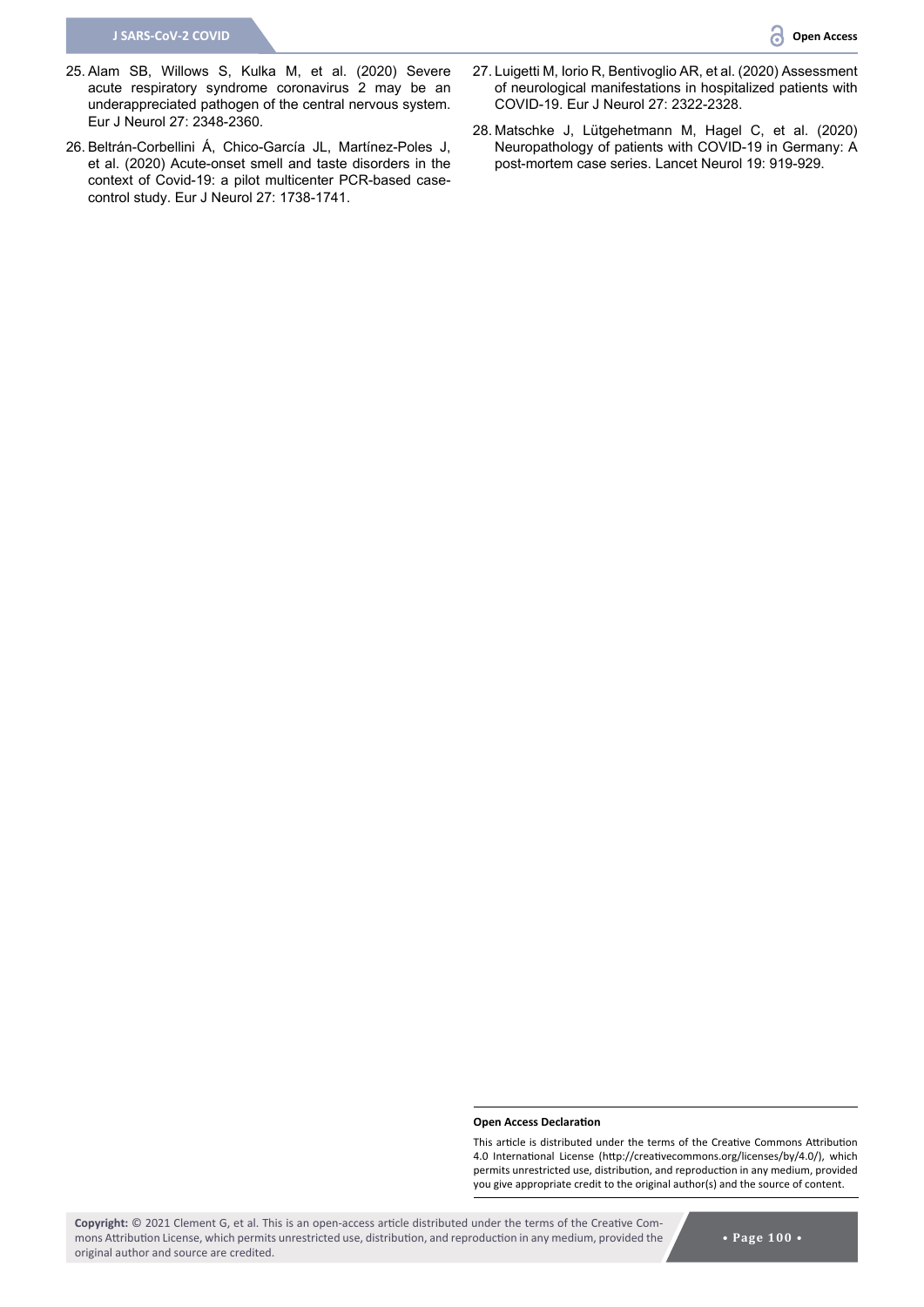25. Alam SB, Willows S, Kulka M, et al. (2020) Severe acute respiratory syndrome coronavirus 2 may be an underappreciated pathogen of the central nervous system. Eur J Neurol 27: 2348-2360.
26. Beltrán-Corbellini Á, Chico-García JL, Martínez-Poles J, et al. (2020) Acute-onset smell and taste disorders in the context of Covid-19: a pilot multicenter PCR-based case-control study. Eur J Neurol 27: 1738-1741.
27. Luigetti M, Iorio R, Bentivoglio AR, et al. (2020) Assessment of neurological manifestations in hospitalized patients with COVID-19. Eur J Neurol 27: 2322-2328.
28. Matschke J, Lütgehetmann M, Hagel C, et al. (2020) Neuropathology of patients with COVID-19 in Germany: A post-mortem case series. Lancet Neurol 19: 919-929.

**Open Access Declaration**

This article is distributed under the terms of the Creative Commons Attribution 4.0 International License (http://creativecommons.org/licenses/by/4.0/), which permits unrestricted use, distribution, and reproduction in any medium, provided you give appropriate credit to the original author(s) and the source of content.

**Copyright:** © 2021 Clement G, et al. This is an open-access article distributed under the terms of the Creative Commons Attribution License, which permits unrestricted use, distribution, and reproduction in any medium, provided the original author and source are credited.